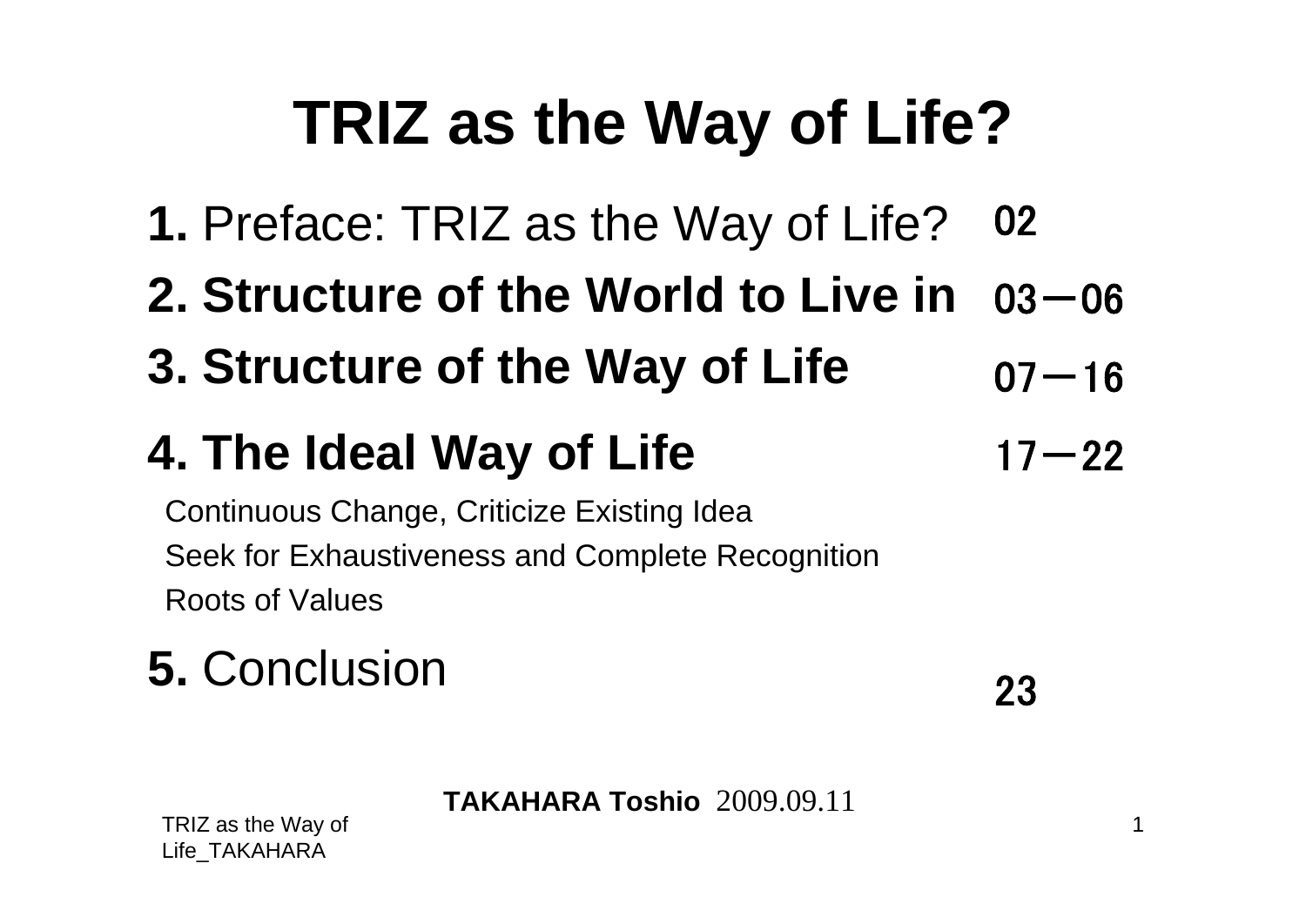# TRIZ as the Way of Life?

**1.** Preface: TRIZ as the Way of Life? 02

**2. Structure of the World to Live in** 03－06

**3. Structure of the Way of Life** 07－16

**4. The Ideal Way of Life** 17－22

Continuous Change, Criticize Existing Idea

Seek for Exhaustiveness and Complete Recognition

Roots of Values

**5.** Conclusion 23

**TAKAHARA Toshio** 2009.09.11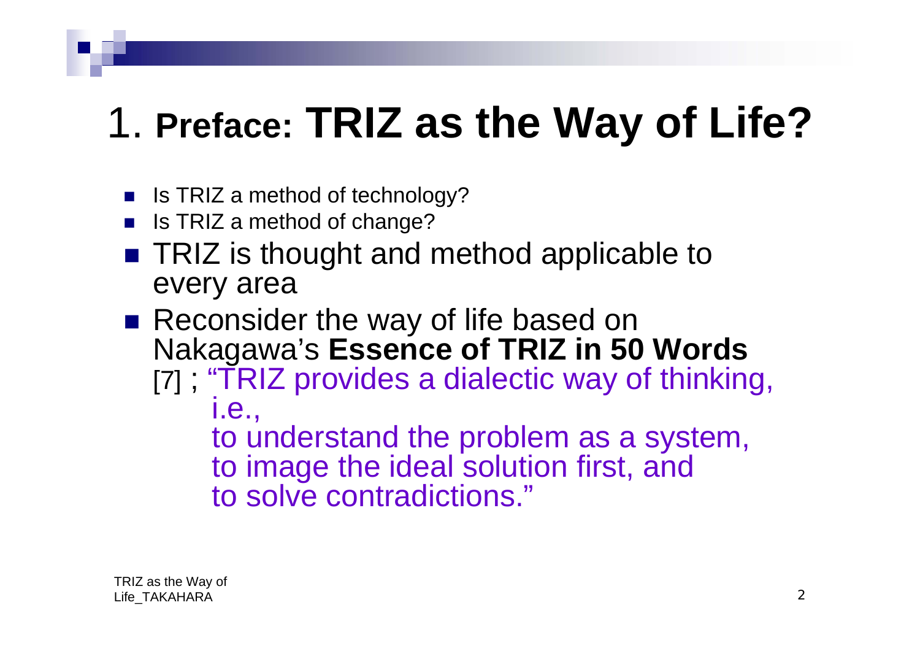# 1. **Preface:** **TRIZ as the Way of Life?**

- Is TRIZ a method of technology?
- Is TRIZ a method of change?
- TRIZ is thought and method applicable to every area
- Reconsider the way of life based on Nakagawa's **Essence of TRIZ in 50 Words** [7] ; "TRIZ provides a dialectic way of thinking, i.e.,
  to understand the problem as a system,
  to image the ideal solution first, and
  to solve contradictions."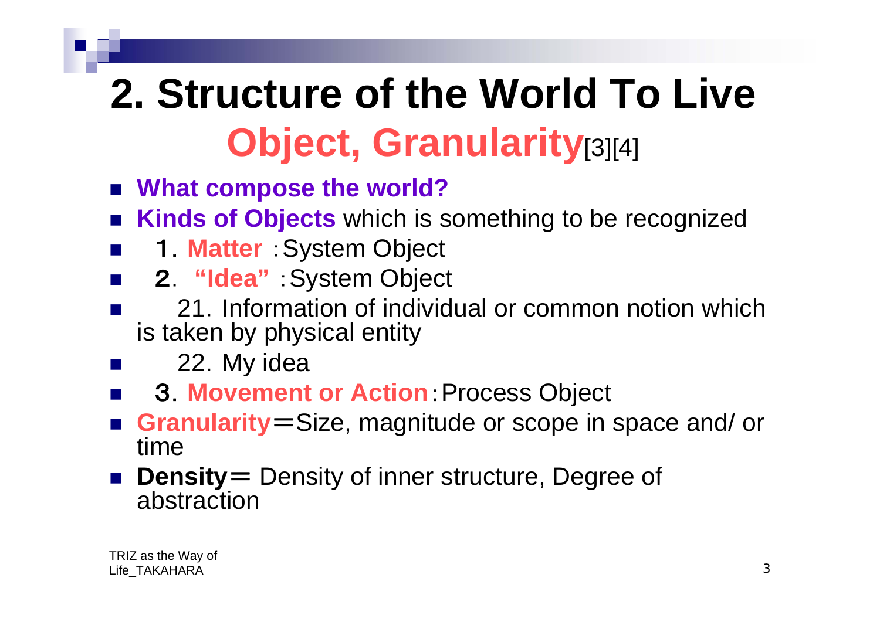# 2. Structure of the World To Live

## Object, Granularity[3][4]

- **What compose the world?**
- **Kinds of Objects** which is something to be recognized
- 1. **Matter** ：System Object
- 2. **"Idea"** ：System Object
- 21. Information of individual or common notion which is taken by physical entity
- 22. My idea
- 3. **Movement or Action**：Process Object
- **Granularity**＝Size, magnitude or scope in space and/ or time
- **Density**＝ Density of inner structure, Degree of abstraction

TRIZ as the Way of Life_TAKAHARA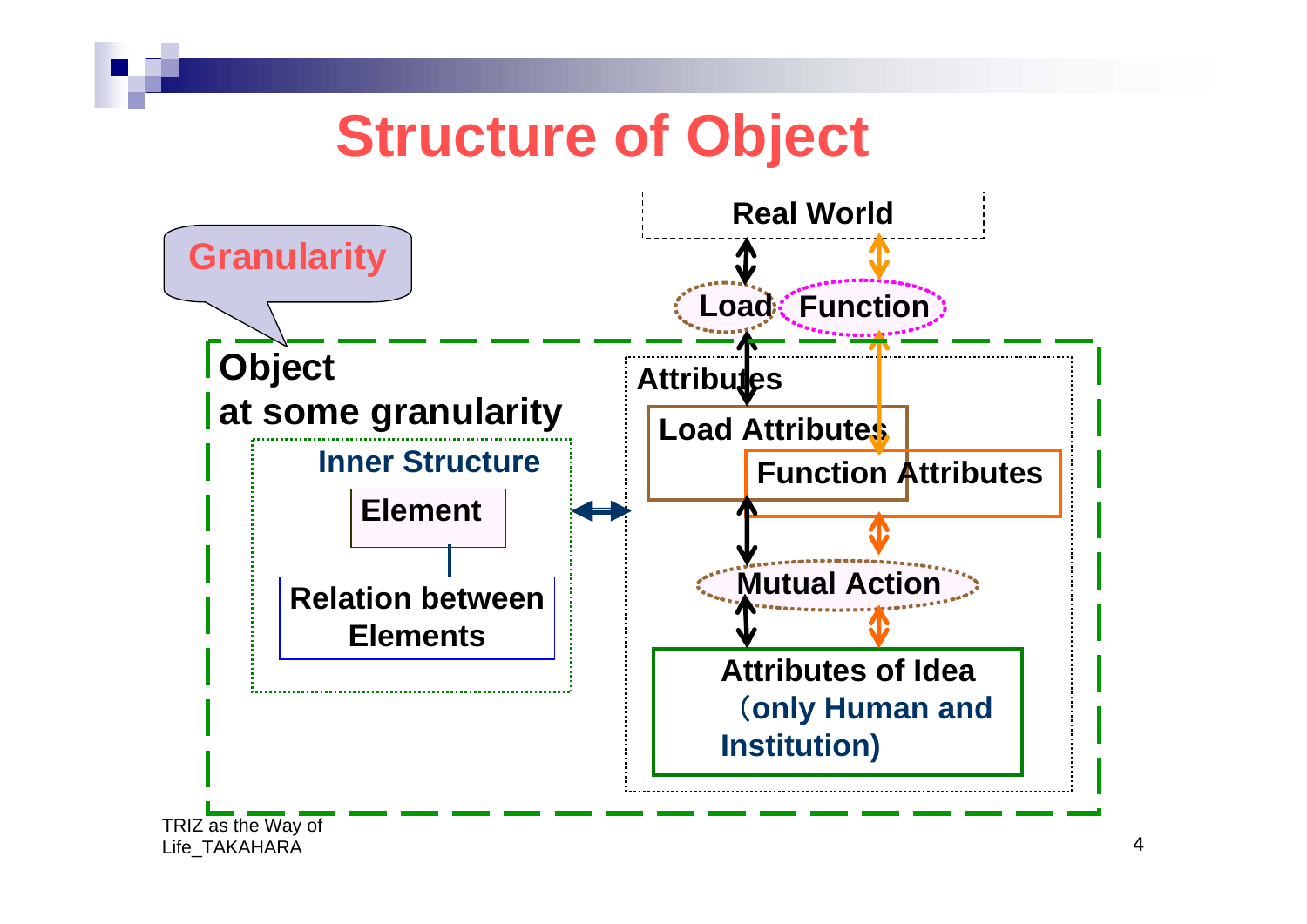# Structure of Object

Granularity

Real World

Load

Function

**Object at some granularity**

Inner Structure

- Element
- Relation between Elements

Attributes

- Load Attributes
- Function Attributes
- Mutual Action
- Attributes of Idea (only Human and Institution)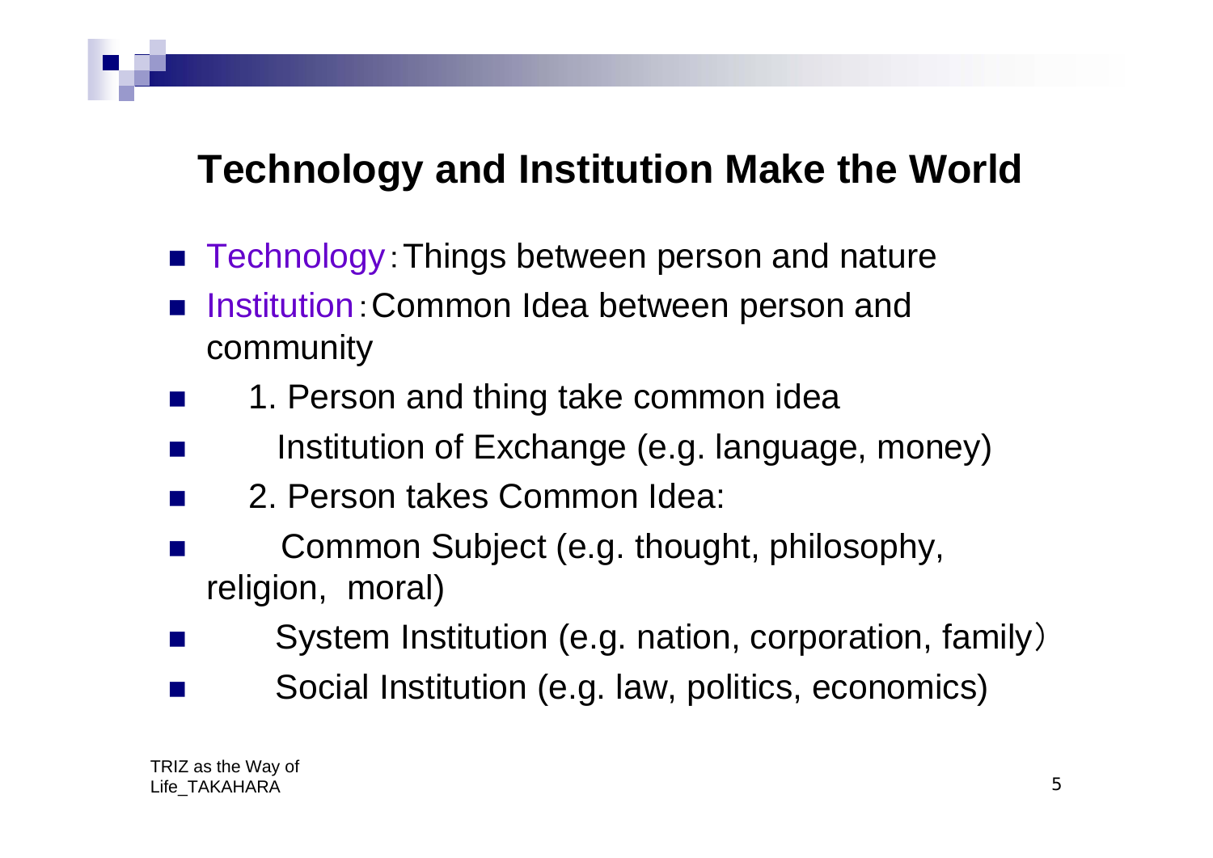# Technology and Institution Make the World

- Technology：Things between person and nature
- Institution：Common Idea between person and community
- 1. Person and thing take common idea
- Institution of Exchange (e.g. language, money)
- 2. Person takes Common Idea:
- Common Subject (e.g. thought, philosophy, religion, moral)
- System Institution (e.g. nation, corporation, family）
- Social Institution (e.g. law, politics, economics)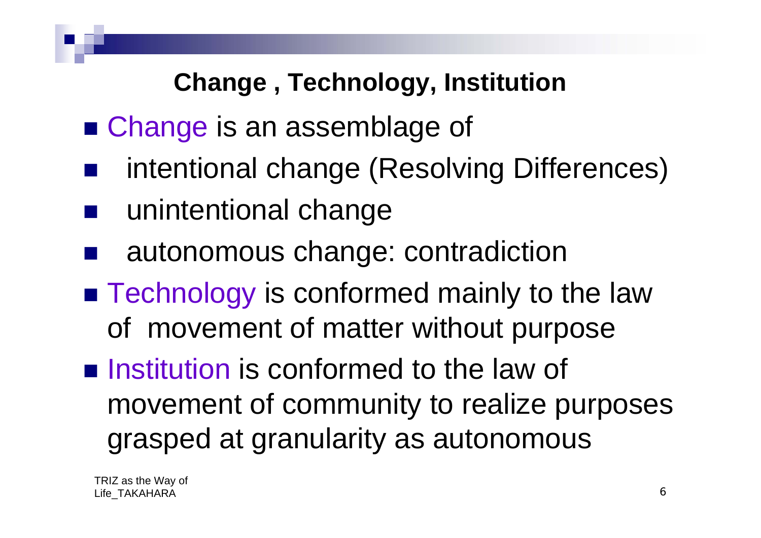## Change , Technology, Institution

- Change is an assemblage of
  - intentional change (Resolving Differences)
  - unintentional change
  - autonomous change: contradiction
- Technology is conformed mainly to the law of movement of matter without purpose
- Institution is conformed to the law of movement of community to realize purposes grasped at granularity as autonomous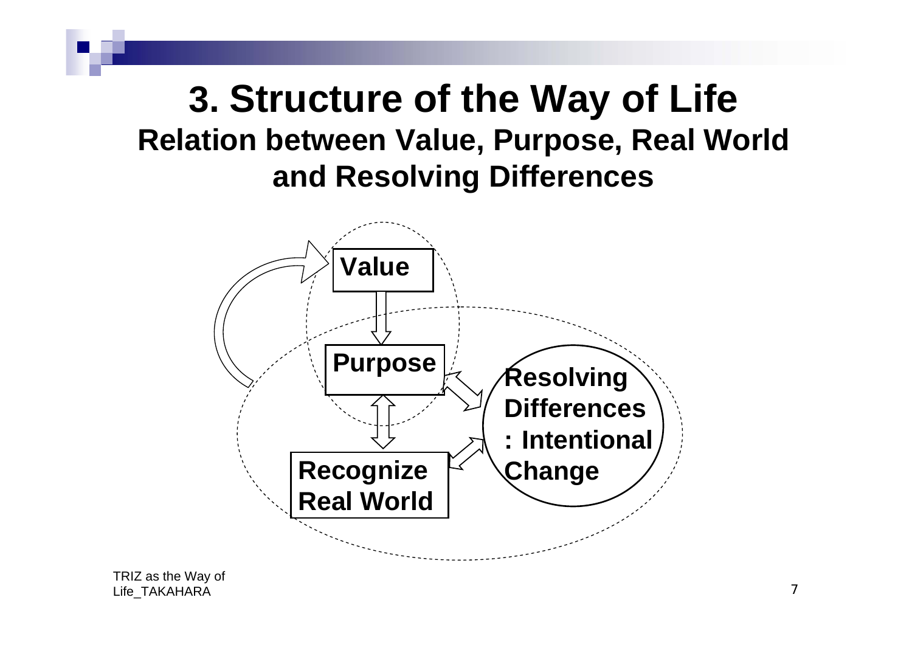# 3. Structure of the Way of Life

## Relation between Value, Purpose, Real World and Resolving Differences

Value

Purpose

Recognize Real World

Resolving Differences : Intentional Change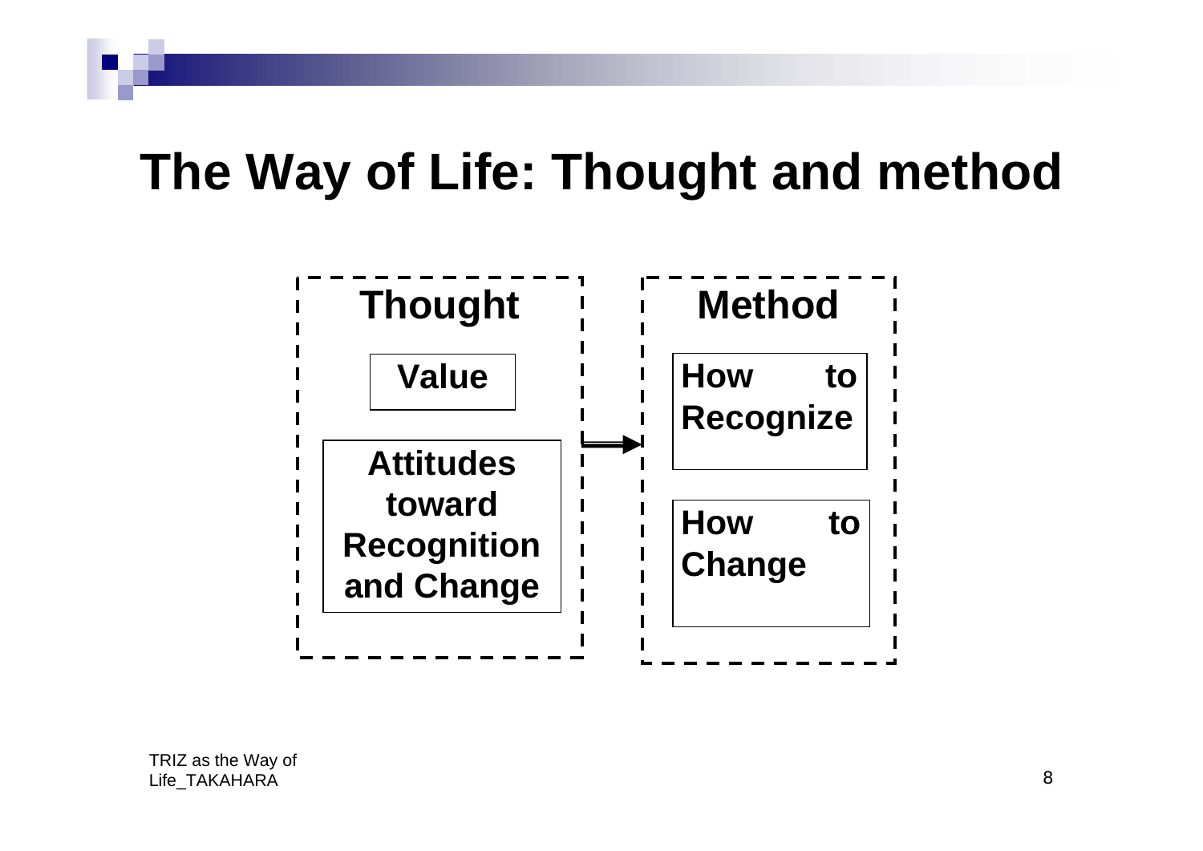# The Way of Life: Thought and method

**Thought**

- **Value**
- **Attitudes toward Recognition and Change**

→

**Method**

- **How to Recognize**
- **How to Change**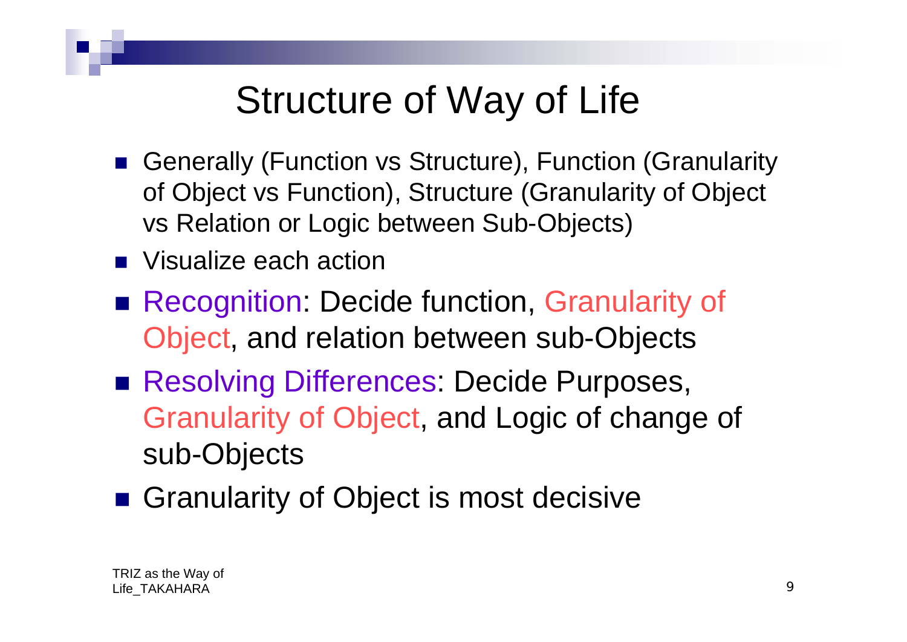# Structure of Way of Life

- Generally (Function vs Structure), Function (Granularity of Object vs Function), Structure (Granularity of Object vs Relation or Logic between Sub-Objects)
- Visualize each action
- Recognition: Decide function, Granularity of Object, and relation between sub-Objects
- Resolving Differences: Decide Purposes, Granularity of Object, and Logic of change of sub-Objects
- Granularity of Object is most decisive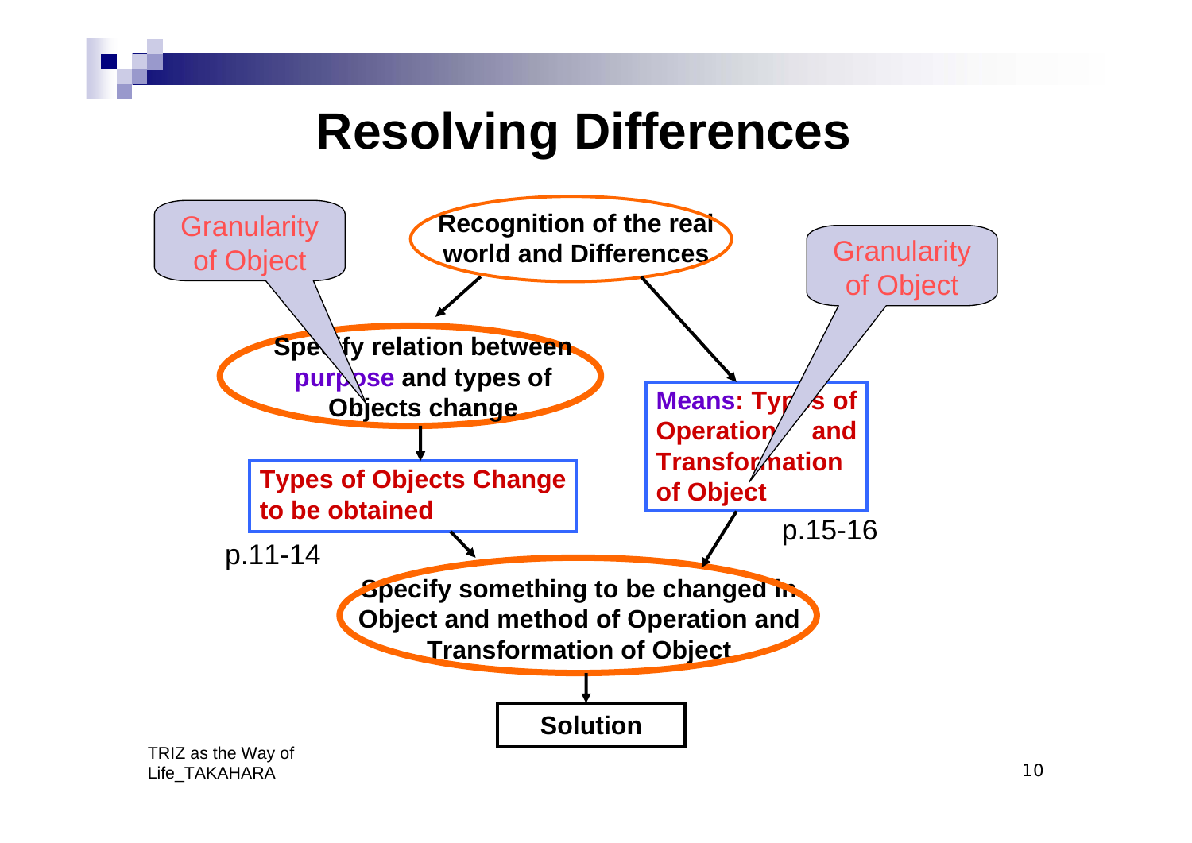# Resolving Differences

Granularity of Object

Recognition of the real world and Differences

Granularity of Object

Specify relation between purpose and types of Objects change

Means: Types of Operation and Transformation of Object

Types of Objects Change to be obtained

p.15-16

p.11-14

Specify something to be changed in Object and method of Operation and Transformation of Object

Solution

TRIZ as the Way of Life_TAKAHARA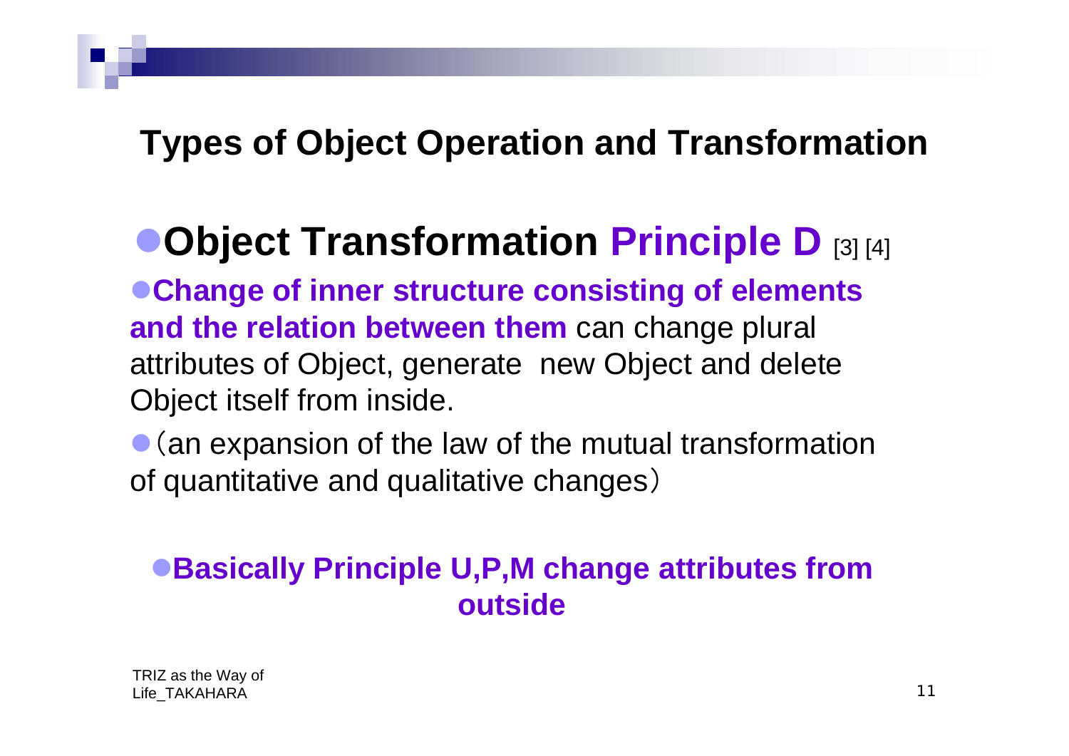# Types of Object Operation and Transformation

## ●Object Transformation Principle D [3] [4]

- **Change of inner structure consisting of elements and the relation between them** can change plural attributes of Object, generate new Object and delete Object itself from inside.
- （an expansion of the law of the mutual transformation of quantitative and qualitative changes）

- **Basically Principle U,P,M change attributes from outside**

TRIZ as the Way of Life_TAKAHARA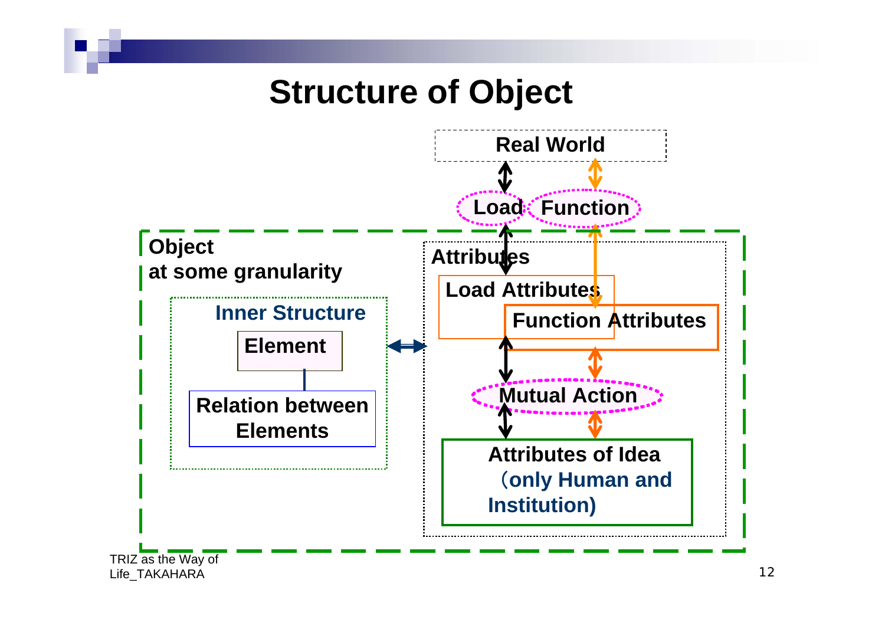# Structure of Object

Real World

Load　Function

Object
at some granularity

Inner Structure

Element

Relation between Elements

Attributes

Load Attributes

Function Attributes

Mutual Action

Attributes of Idea
（only Human and Institution)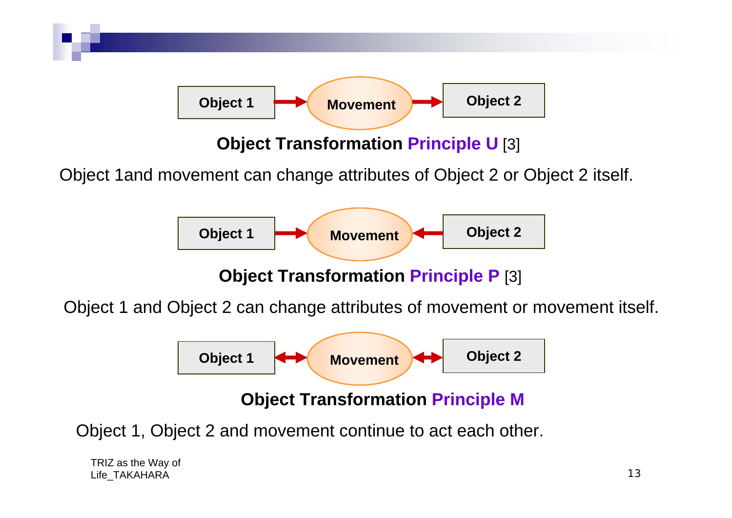Object 1 → Movement → Object 2

**Object Transformation Principle U** [3]

Object 1and movement can change attributes of Object 2 or Object 2 itself.

Object 1 → Movement ← Object 2

**Object Transformation Principle P** [3]

Object 1 and Object 2 can change attributes of movement or movement itself.

Object 1 ↔ Movement ↔ Object 2

**Object Transformation Principle M**

Object 1, Object 2 and movement continue to act each other.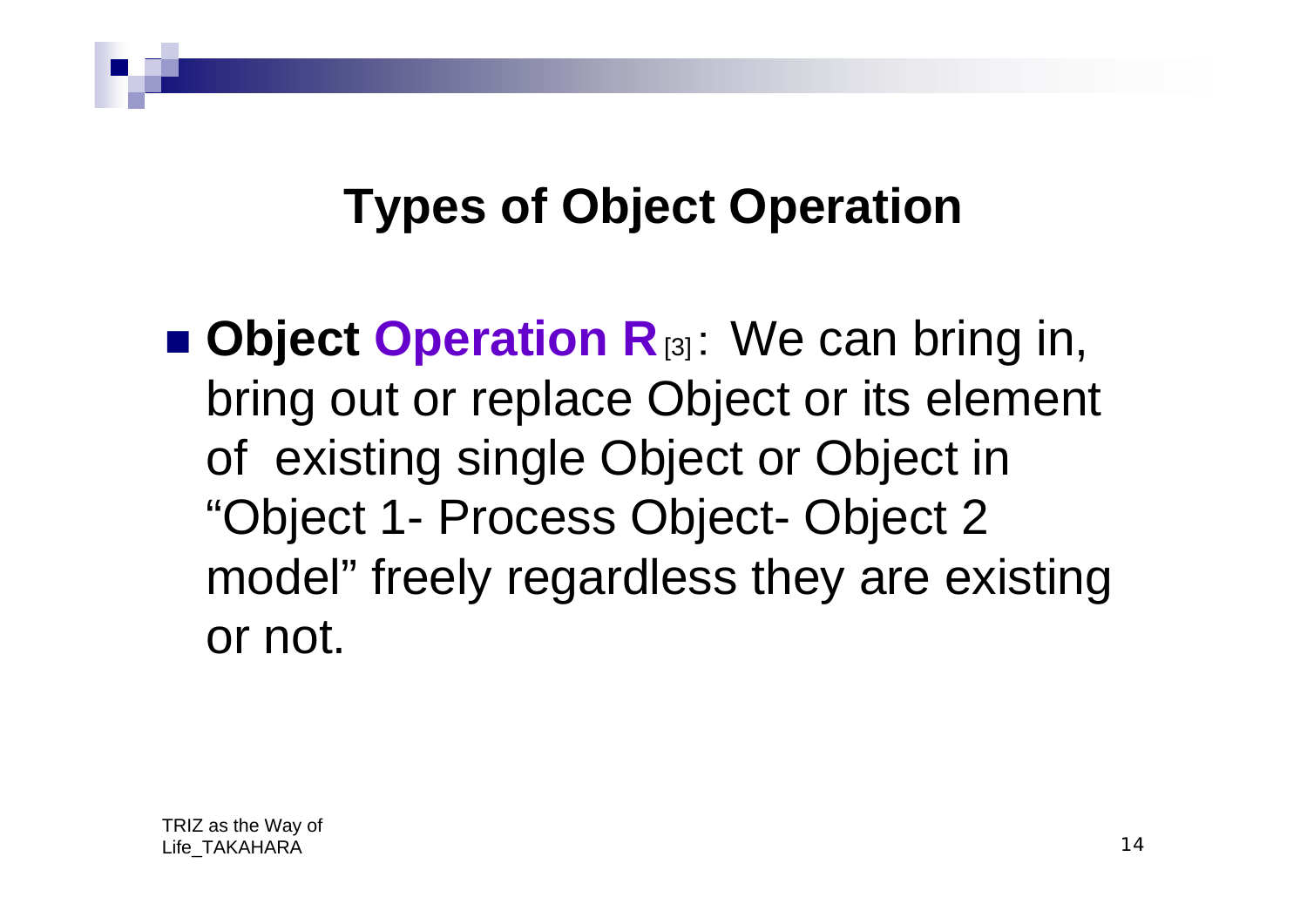# Types of Object Operation

- **Object Operation R** [3]: We can bring in, bring out or replace Object or its element of existing single Object or Object in "Object 1- Process Object- Object 2 model" freely regardless they are existing or not.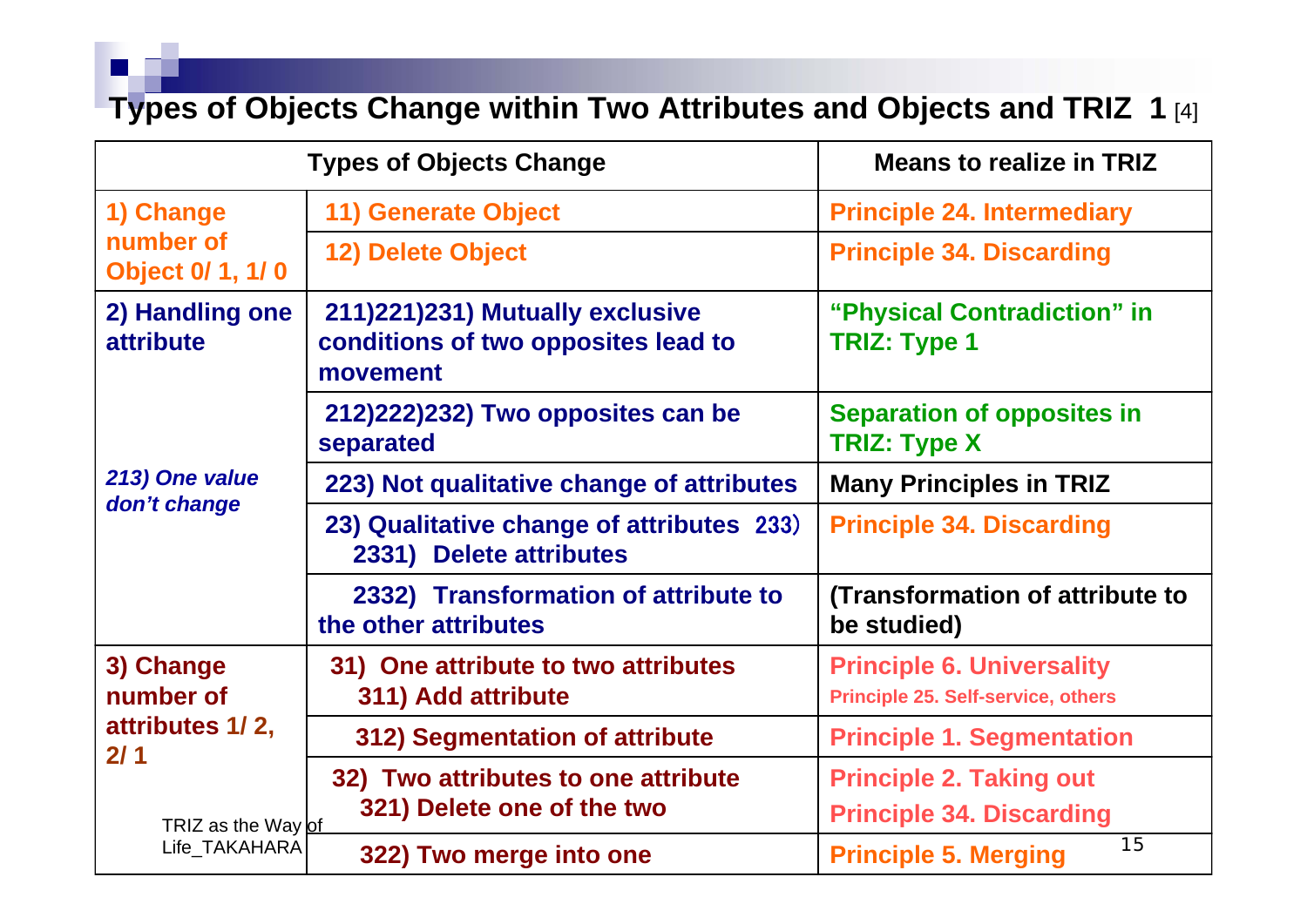# Types of Objects Change within Two Attributes and Objects and TRIZ 1 [4]

| Types of Objects Change | | Means to realize in TRIZ |
|---|---|---|
| 1) Change number of Object 0/ 1, 1/ 0 | 11) Generate Object | Principle 24. Intermediary |
| | 12) Delete Object | Principle 34. Discarding |
| 2) Handling one attribute | 211)221)231) Mutually exclusive conditions of two opposites lead to movement | "Physical Contradiction" in TRIZ: Type 1 |
| | 212)222)232) Two opposites can be separated | Separation of opposites in TRIZ: Type X |
| *213) One value don't change* | 223) Not qualitative change of attributes | Many Principles in TRIZ |
| | 23) Qualitative change of attributes 233) 2331) Delete attributes | Principle 34. Discarding |
| | 2332) Transformation of attribute to the other attributes | (Transformation of attribute to be studied) |
| 3) Change number of attributes 1/ 2, 2/ 1 | 31) One attribute to two attributes 311) Add attribute | Principle 6. Universality Principle 25. Self-service, others |
| | 312) Segmentation of attribute | Principle 1. Segmentation |
| | 32) Two attributes to one attribute 321) Delete one of the two | Principle 2. Taking out Principle 34. Discarding |
| | 322) Two merge into one | Principle 5. Merging |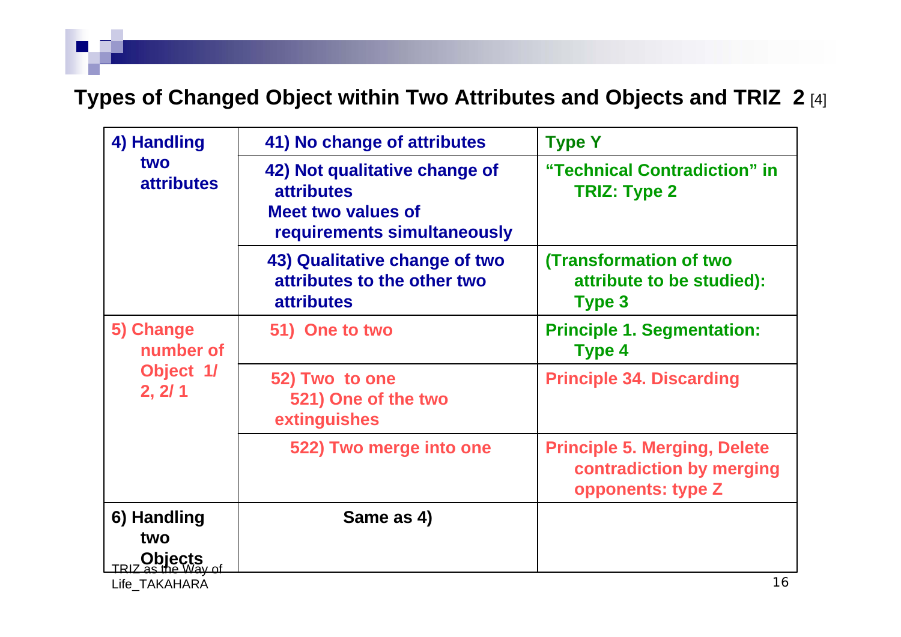## Types of Changed Object within Two Attributes and Objects and TRIZ 2 [4]

| | | |
|---|---|---|
| 4) Handling two attributes | 41) No change of attributes | Type Y |
| | 42) Not qualitative change of attributes<br>Meet two values of requirements simultaneously | "Technical Contradiction" in TRIZ: Type 2 |
| | 43) Qualitative change of two attributes to the other two attributes | (Transformation of two attribute to be studied): Type 3 |
| 5) Change number of Object 1/ 2, 2/ 1 | 51) One to two | Principle 1. Segmentation: Type 4 |
| | 52) Two to one<br>521) One of the two extinguishes | Principle 34. Discarding |
| | 522) Two merge into one | Principle 5. Merging, Delete contradiction by merging opponents: type Z |
| 6) Handling two Objects | Same as 4) | |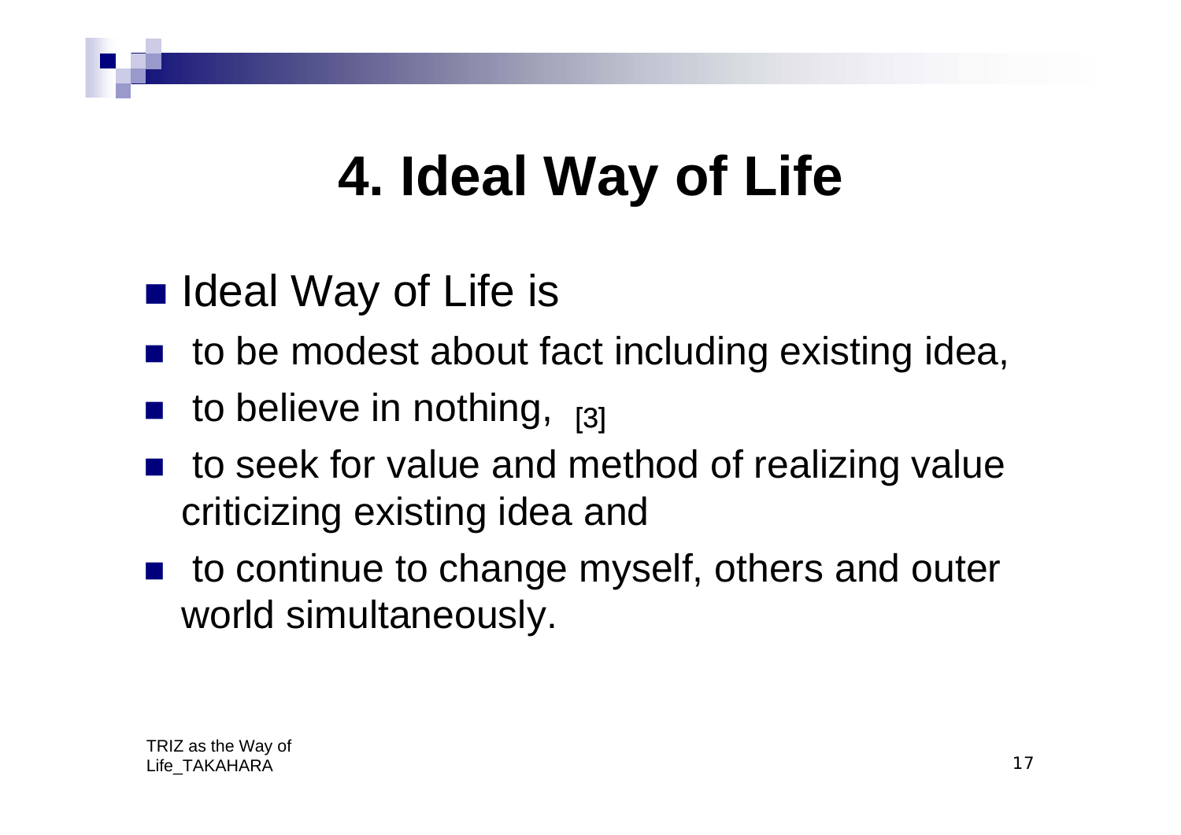# 4. Ideal Way of Life

- Ideal Way of Life is
- to be modest about fact including existing idea,
- to believe in nothing, [3]
- to seek for value and method of realizing value criticizing existing idea and
- to continue to change myself, others and outer world simultaneously.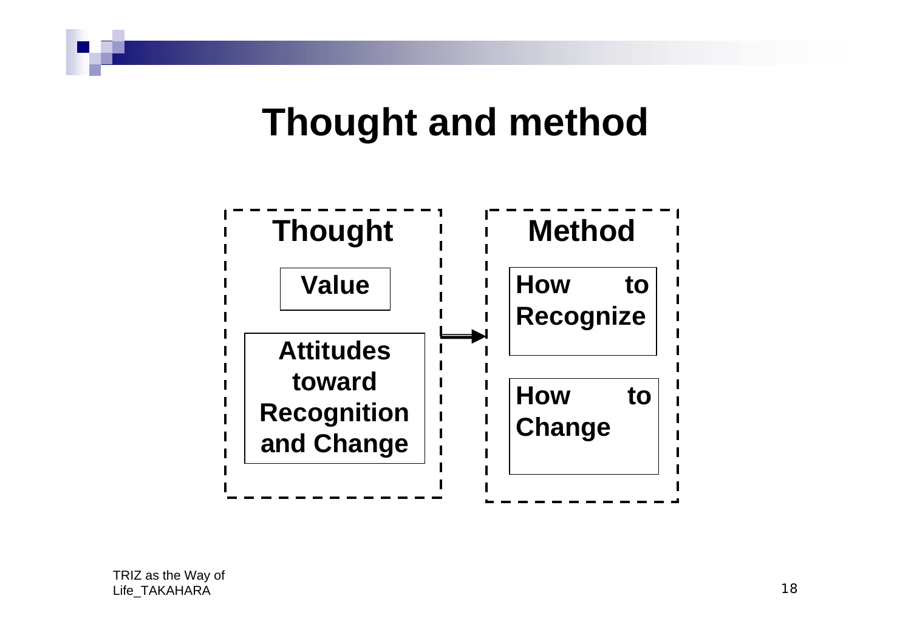# Thought and method

**Thought**

- **Value**
- **Attitudes toward Recognition and Change**

→

**Method**

- **How to Recognize**
- **How to Change**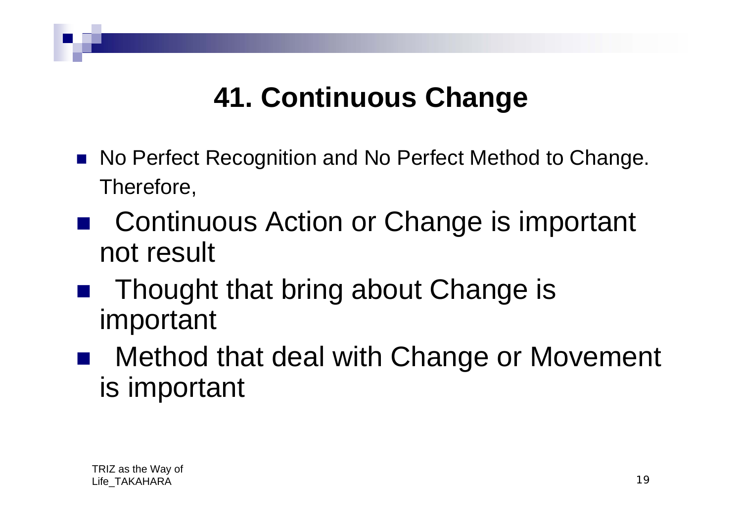# 41. Continuous Change

- No Perfect Recognition and No Perfect Method to Change. Therefore,
- Continuous Action or Change is important not result
- Thought that bring about Change is important
- Method that deal with Change or Movement is important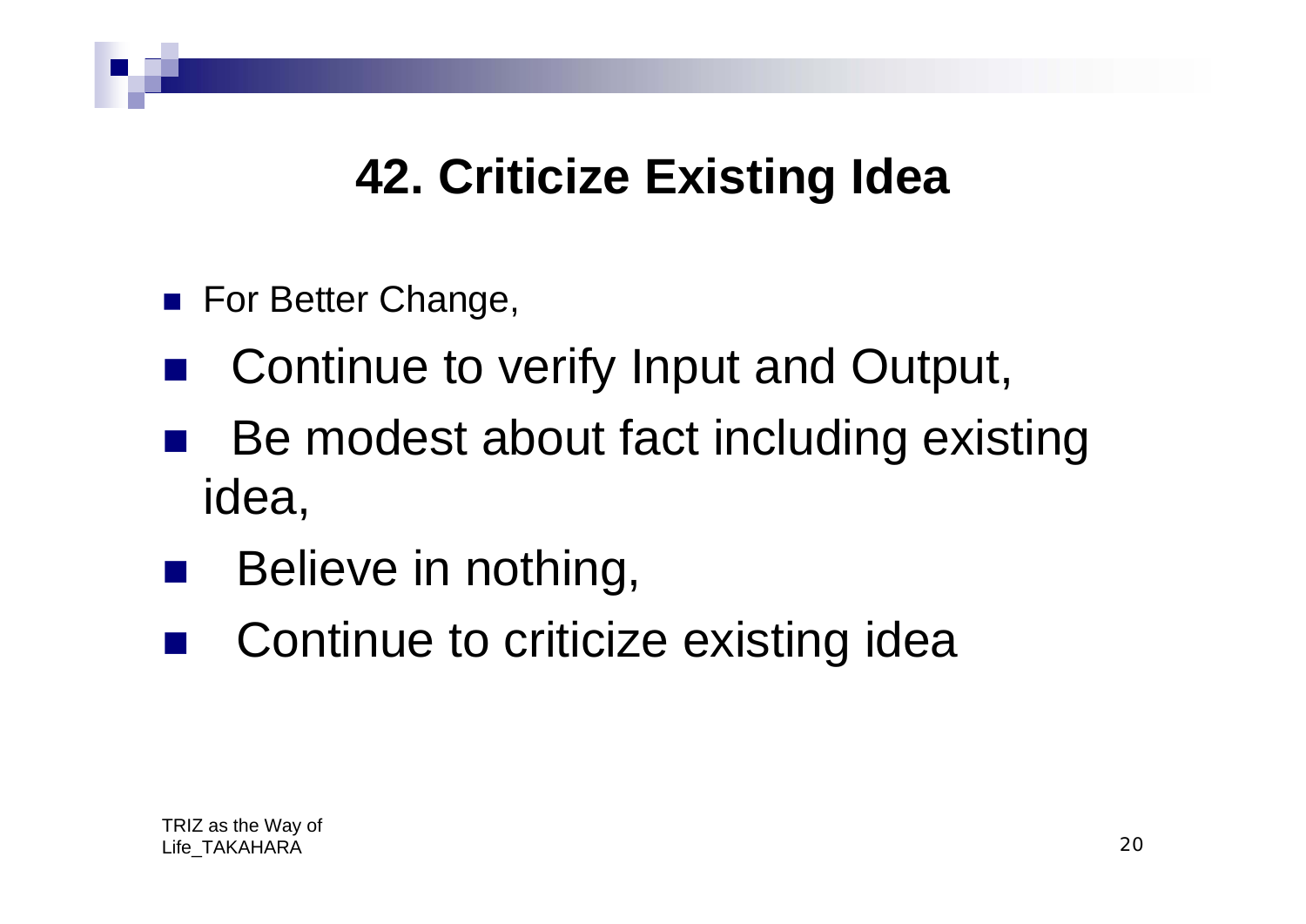# 42. Criticize Existing Idea

- For Better Change,
- Continue to verify Input and Output,
- Be modest about fact including existing idea,
- Believe in nothing,
- Continue to criticize existing idea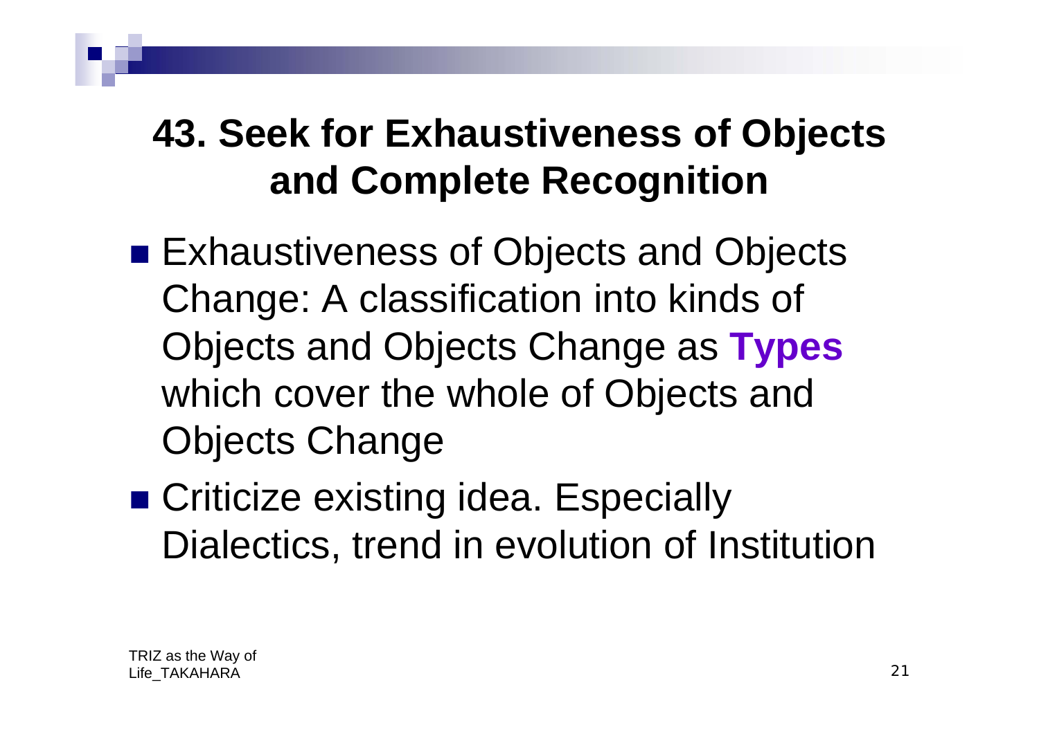# 43. Seek for Exhaustiveness of Objects and Complete Recognition

- Exhaustiveness of Objects and Objects Change: A classification into kinds of Objects and Objects Change as **Types** which cover the whole of Objects and Objects Change
- Criticize existing idea. Especially Dialectics, trend in evolution of Institution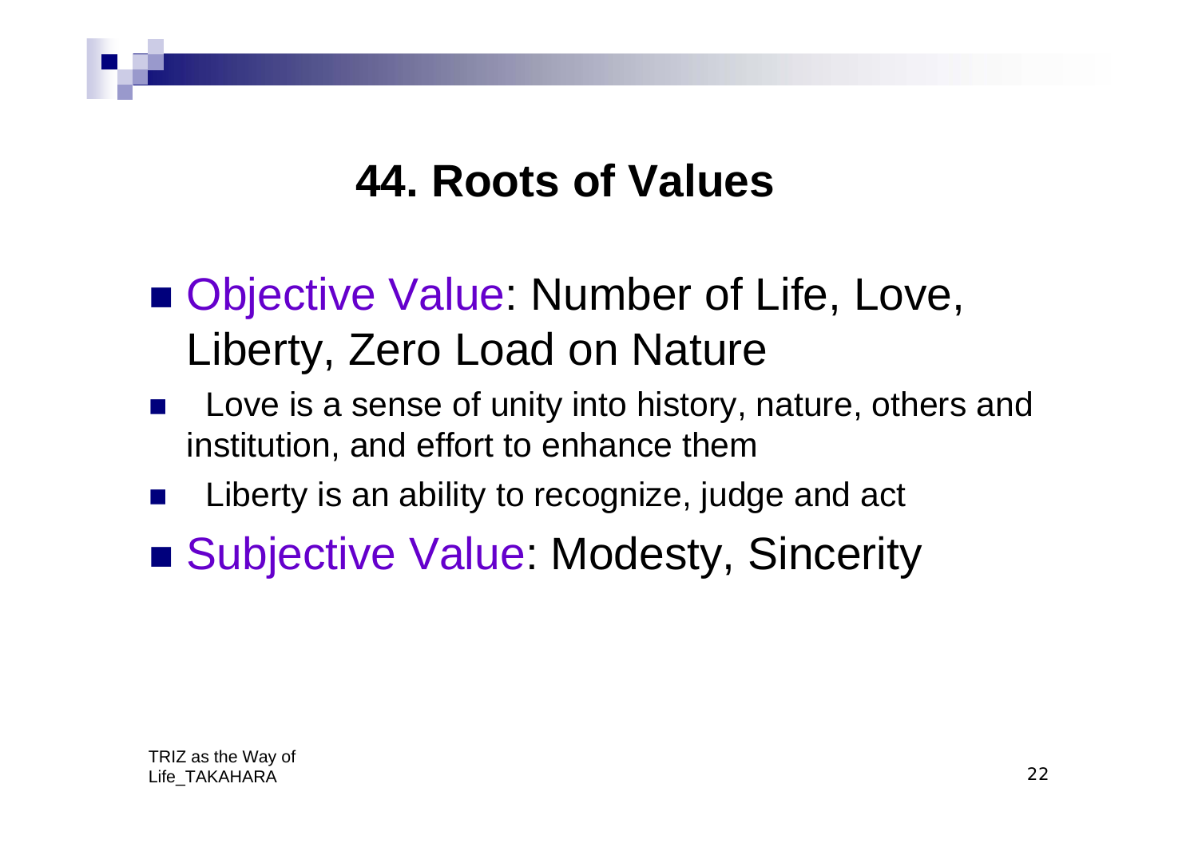# 44. Roots of Values

- Objective Value: Number of Life, Love, Liberty, Zero Load on Nature
- Love is a sense of unity into history, nature, others and institution, and effort to enhance them
- Liberty is an ability to recognize, judge and act
- Subjective Value: Modesty, Sincerity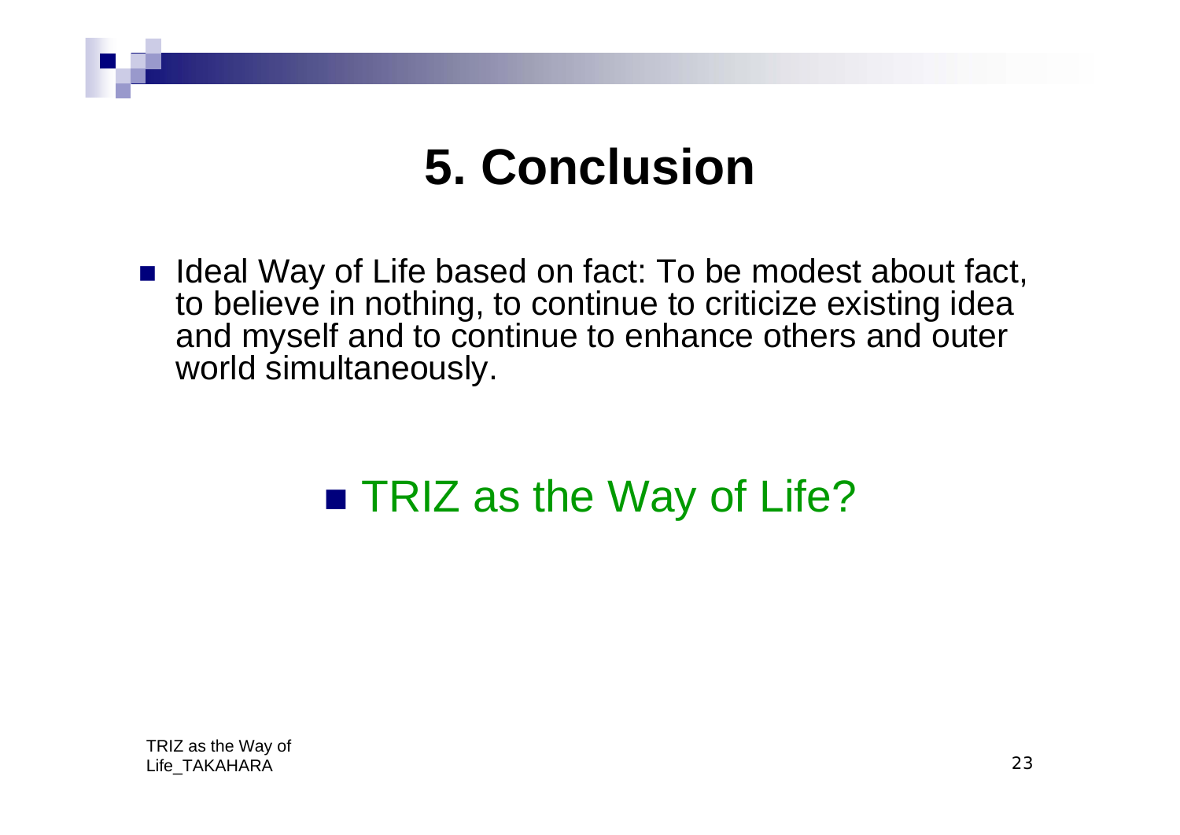# 5. Conclusion

- Ideal Way of Life based on fact: To be modest about fact, to believe in nothing, to continue to criticize existing idea and myself and to continue to enhance others and outer world simultaneously.

- TRIZ as the Way of Life?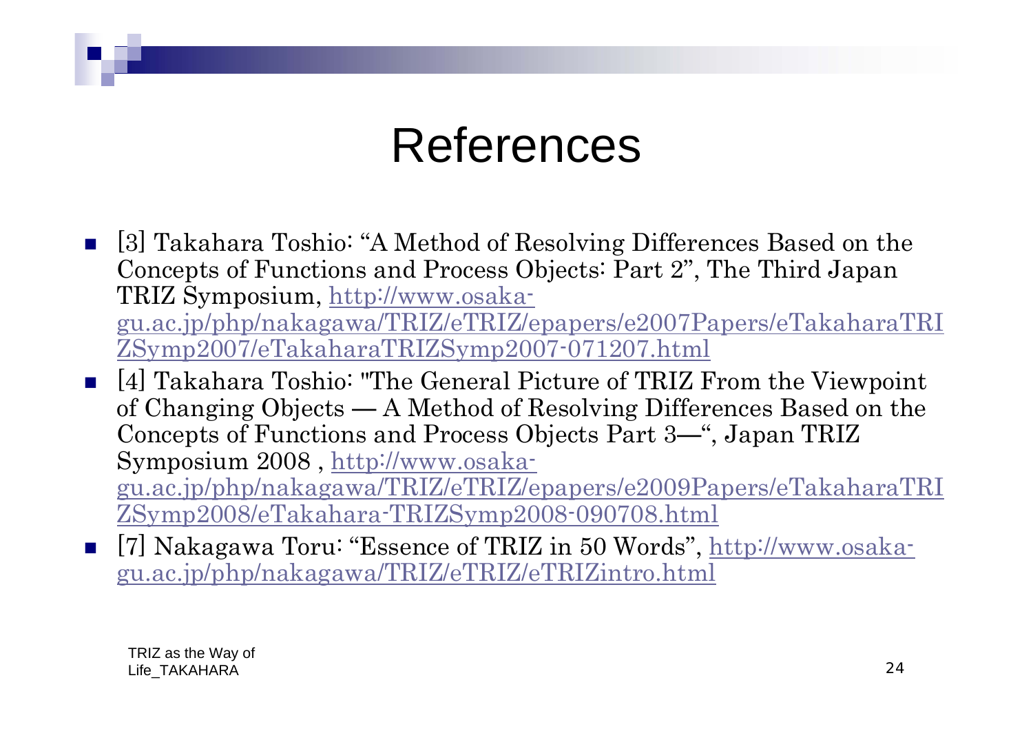# References

- [3] Takahara Toshio: “A Method of Resolving Differences Based on the Concepts of Functions and Process Objects: Part 2”, The Third Japan TRIZ Symposium, http://www.osaka-gu.ac.jp/php/nakagawa/TRIZ/eTRIZ/epapers/e2007Papers/eTakaharaTRIZSymp2007/eTakaharaTRIZSymp2007-071207.html
- [4] Takahara Toshio: "The General Picture of TRIZ From the Viewpoint of Changing Objects — A Method of Resolving Differences Based on the Concepts of Functions and Process Objects Part 3—“, Japan TRIZ Symposium 2008 , http://www.osaka-gu.ac.jp/php/nakagawa/TRIZ/eTRIZ/epapers/e2009Papers/eTakaharaTRIZSymp2008/eTakahara-TRIZSymp2008-090708.html
- [7] Nakagawa Toru: “Essence of TRIZ in 50 Words”, http://www.osaka-gu.ac.jp/php/nakagawa/TRIZ/eTRIZ/eTRIZintro.html